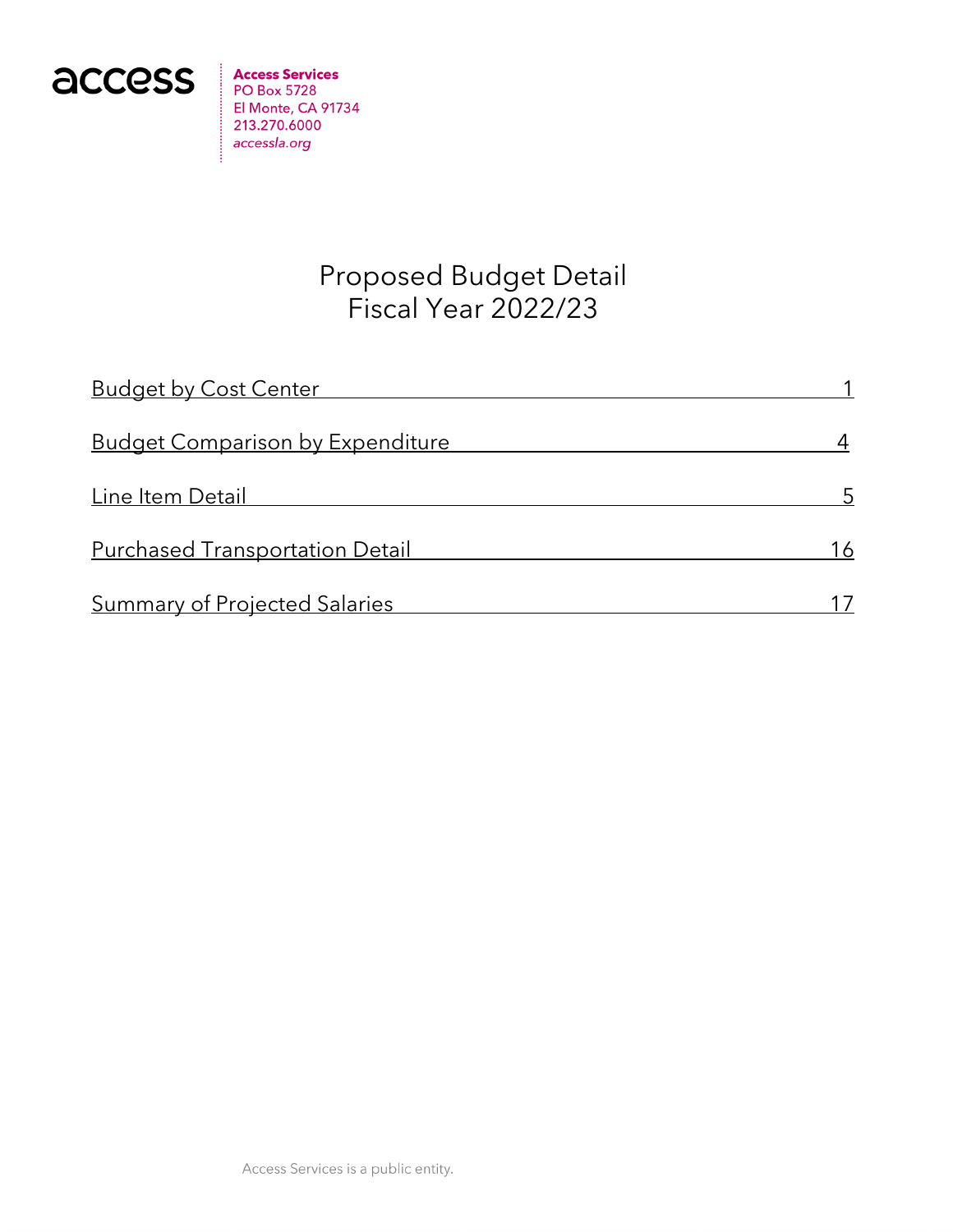access

**Access Services**
PO Box 5728
El Monte, CA 91734
213.270.6000
*accessla.org*

# Proposed Budget Detail
# Fiscal Year 2022/23

| Section | Page |
| --- | --- |
| Budget by Cost Center | 1 |
| Budget Comparison by Expenditure | 4 |
| Line Item Detail | 5 |
| Purchased Transportation Detail | 16 |
| Summary of Projected Salaries | 17 |

Access Services is a public entity.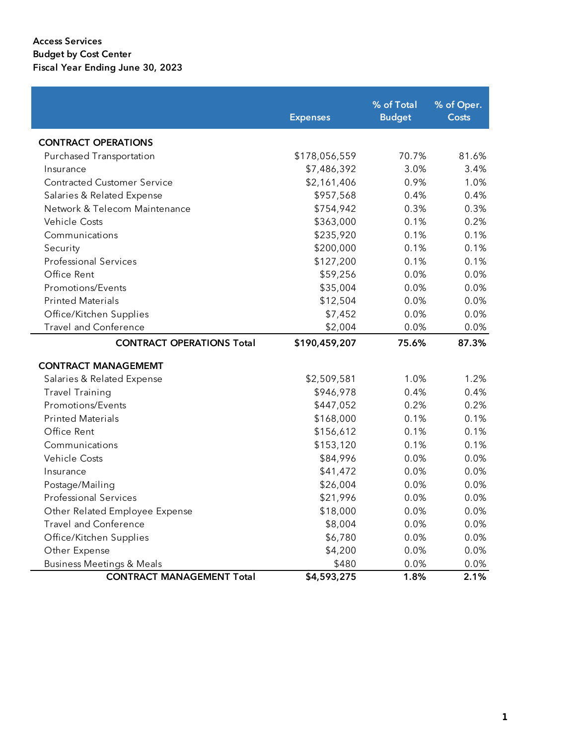**Access Services**
**Budget by Cost Center**
**Fiscal Year Ending June 30, 2023**

| | Expenses | % of Total Budget | % of Oper. Costs |
|---|---|---|---|
| **CONTRACT OPERATIONS** | | | |
| Purchased Transportation | $178,056,559 | 70.7% | 81.6% |
| Insurance | $7,486,392 | 3.0% | 3.4% |
| Contracted Customer Service | $2,161,406 | 0.9% | 1.0% |
| Salaries & Related Expense | $957,568 | 0.4% | 0.4% |
| Network & Telecom Maintenance | $754,942 | 0.3% | 0.3% |
| Vehicle Costs | $363,000 | 0.1% | 0.2% |
| Communications | $235,920 | 0.1% | 0.1% |
| Security | $200,000 | 0.1% | 0.1% |
| Professional Services | $127,200 | 0.1% | 0.1% |
| Office Rent | $59,256 | 0.0% | 0.0% |
| Promotions/Events | $35,004 | 0.0% | 0.0% |
| Printed Materials | $12,504 | 0.0% | 0.0% |
| Office/Kitchen Supplies | $7,452 | 0.0% | 0.0% |
| Travel and Conference | $2,004 | 0.0% | 0.0% |
| **CONTRACT OPERATIONS Total** | **$190,459,207** | **75.6%** | **87.3%** |
| **CONTRACT MANAGEMEMT** | | | |
| Salaries & Related Expense | $2,509,581 | 1.0% | 1.2% |
| Travel Training | $946,978 | 0.4% | 0.4% |
| Promotions/Events | $447,052 | 0.2% | 0.2% |
| Printed Materials | $168,000 | 0.1% | 0.1% |
| Office Rent | $156,612 | 0.1% | 0.1% |
| Communications | $153,120 | 0.1% | 0.1% |
| Vehicle Costs | $84,996 | 0.0% | 0.0% |
| Insurance | $41,472 | 0.0% | 0.0% |
| Postage/Mailing | $26,004 | 0.0% | 0.0% |
| Professional Services | $21,996 | 0.0% | 0.0% |
| Other Related Employee Expense | $18,000 | 0.0% | 0.0% |
| Travel and Conference | $8,004 | 0.0% | 0.0% |
| Office/Kitchen Supplies | $6,780 | 0.0% | 0.0% |
| Other Expense | $4,200 | 0.0% | 0.0% |
| Business Meetings & Meals | $480 | 0.0% | 0.0% |
| **CONTRACT MANAGEMENT Total** | **$4,593,275** | **1.8%** | **2.1%** |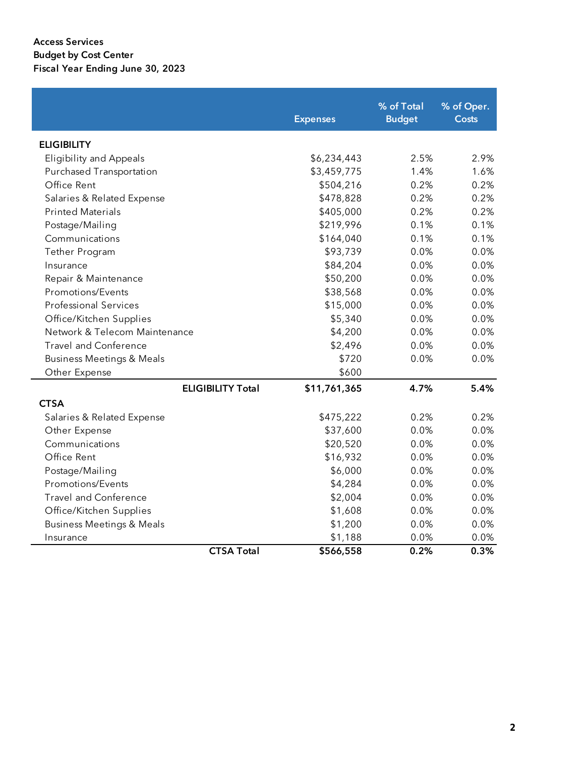**Access Services**
**Budget by Cost Center**
**Fiscal Year Ending June 30, 2023**

| | Expenses | % of Total Budget | % of Oper. Costs |
|---|---|---|---|
| **ELIGIBILITY** | | | |
| Eligibility and Appeals | $6,234,443 | 2.5% | 2.9% |
| Purchased Transportation | $3,459,775 | 1.4% | 1.6% |
| Office Rent | $504,216 | 0.2% | 0.2% |
| Salaries & Related Expense | $478,828 | 0.2% | 0.2% |
| Printed Materials | $405,000 | 0.2% | 0.2% |
| Postage/Mailing | $219,996 | 0.1% | 0.1% |
| Communications | $164,040 | 0.1% | 0.1% |
| Tether Program | $93,739 | 0.0% | 0.0% |
| Insurance | $84,204 | 0.0% | 0.0% |
| Repair & Maintenance | $50,200 | 0.0% | 0.0% |
| Promotions/Events | $38,568 | 0.0% | 0.0% |
| Professional Services | $15,000 | 0.0% | 0.0% |
| Office/Kitchen Supplies | $5,340 | 0.0% | 0.0% |
| Network & Telecom Maintenance | $4,200 | 0.0% | 0.0% |
| Travel and Conference | $2,496 | 0.0% | 0.0% |
| Business Meetings & Meals | $720 | 0.0% | 0.0% |
| Other Expense | $600 | | |
| **ELIGIBILITY Total** | **$11,761,365** | **4.7%** | **5.4%** |
| **CTSA** | | | |
| Salaries & Related Expense | $475,222 | 0.2% | 0.2% |
| Other Expense | $37,600 | 0.0% | 0.0% |
| Communications | $20,520 | 0.0% | 0.0% |
| Office Rent | $16,932 | 0.0% | 0.0% |
| Postage/Mailing | $6,000 | 0.0% | 0.0% |
| Promotions/Events | $4,284 | 0.0% | 0.0% |
| Travel and Conference | $2,004 | 0.0% | 0.0% |
| Office/Kitchen Supplies | $1,608 | 0.0% | 0.0% |
| Business Meetings & Meals | $1,200 | 0.0% | 0.0% |
| Insurance | $1,188 | 0.0% | 0.0% |
| **CTSA Total** | **$566,558** | **0.2%** | **0.3%** |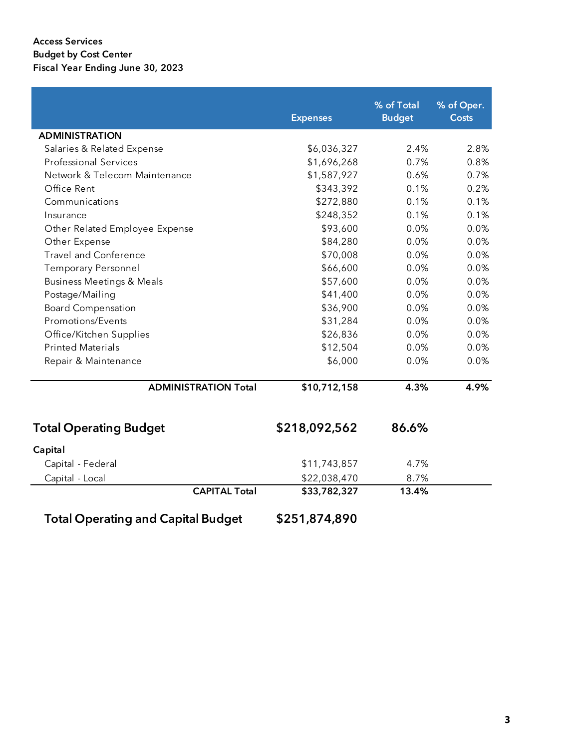**Access Services**
**Budget by Cost Center**
**Fiscal Year Ending June 30, 2023**

| | Expenses | % of Total Budget | % of Oper. Costs |
|---|---|---|---|
| **ADMINISTRATION** | | | |
| Salaries & Related Expense | $6,036,327 | 2.4% | 2.8% |
| Professional Services | $1,696,268 | 0.7% | 0.8% |
| Network & Telecom Maintenance | $1,587,927 | 0.6% | 0.7% |
| Office Rent | $343,392 | 0.1% | 0.2% |
| Communications | $272,880 | 0.1% | 0.1% |
| Insurance | $248,352 | 0.1% | 0.1% |
| Other Related Employee Expense | $93,600 | 0.0% | 0.0% |
| Other Expense | $84,280 | 0.0% | 0.0% |
| Travel and Conference | $70,008 | 0.0% | 0.0% |
| Temporary Personnel | $66,600 | 0.0% | 0.0% |
| Business Meetings & Meals | $57,600 | 0.0% | 0.0% |
| Postage/Mailing | $41,400 | 0.0% | 0.0% |
| Board Compensation | $36,900 | 0.0% | 0.0% |
| Promotions/Events | $31,284 | 0.0% | 0.0% |
| Office/Kitchen Supplies | $26,836 | 0.0% | 0.0% |
| Printed Materials | $12,504 | 0.0% | 0.0% |
| Repair & Maintenance | $6,000 | 0.0% | 0.0% |
| **ADMINISTRATION Total** | **$10,712,158** | **4.3%** | **4.9%** |
| **Total Operating Budget** | **$218,092,562** | **86.6%** | |
| **Capital** | | | |
| Capital - Federal | $11,743,857 | 4.7% | |
| Capital - Local | $22,038,470 | 8.7% | |
| **CAPITAL Total** | **$33,782,327** | **13.4%** | |
| **Total Operating and Capital Budget** | **$251,874,890** | | |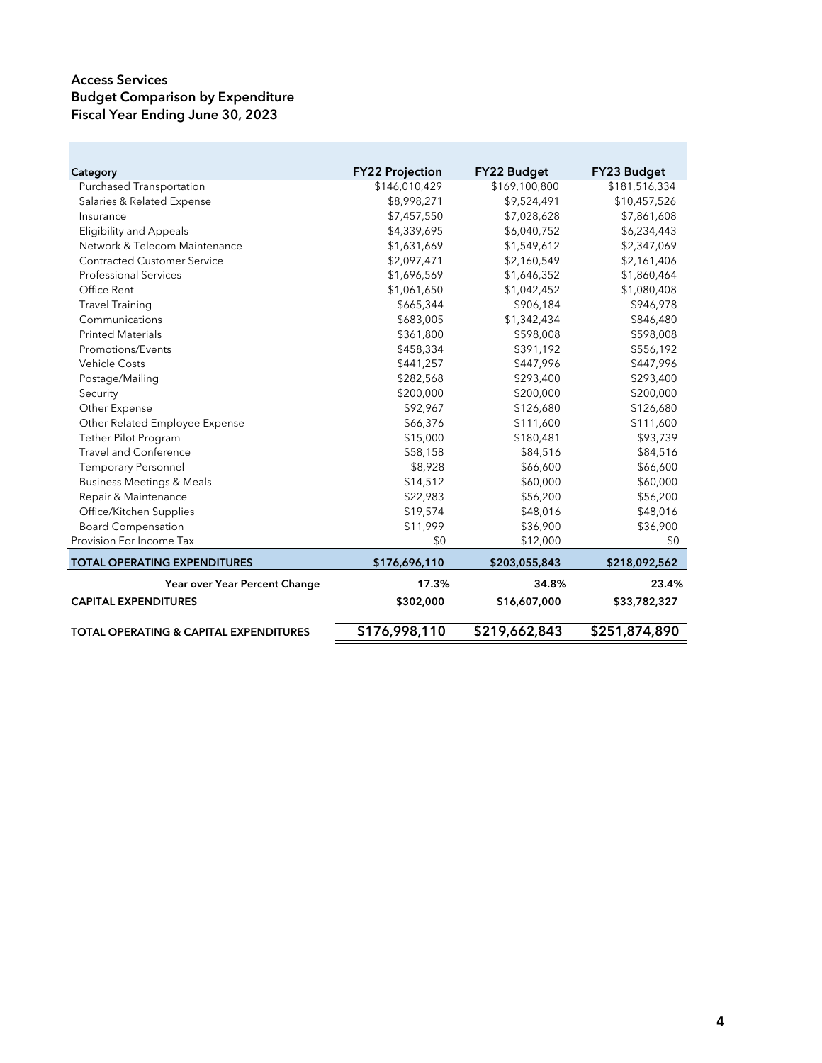**Access Services**
**Budget Comparison by Expenditure**
**Fiscal Year Ending June 30, 2023**

| Category | FY22 Projection | FY22 Budget | FY23 Budget |
|---|---|---|---|
| Purchased Transportation | $146,010,429 | $169,100,800 | $181,516,334 |
| Salaries & Related Expense | $8,998,271 | $9,524,491 | $10,457,526 |
| Insurance | $7,457,550 | $7,028,628 | $7,861,608 |
| Eligibility and Appeals | $4,339,695 | $6,040,752 | $6,234,443 |
| Network & Telecom Maintenance | $1,631,669 | $1,549,612 | $2,347,069 |
| Contracted Customer Service | $2,097,471 | $2,160,549 | $2,161,406 |
| Professional Services | $1,696,569 | $1,646,352 | $1,860,464 |
| Office Rent | $1,061,650 | $1,042,452 | $1,080,408 |
| Travel Training | $665,344 | $906,184 | $946,978 |
| Communications | $683,005 | $1,342,434 | $846,480 |
| Printed Materials | $361,800 | $598,008 | $598,008 |
| Promotions/Events | $458,334 | $391,192 | $556,192 |
| Vehicle Costs | $441,257 | $447,996 | $447,996 |
| Postage/Mailing | $282,568 | $293,400 | $293,400 |
| Security | $200,000 | $200,000 | $200,000 |
| Other Expense | $92,967 | $126,680 | $126,680 |
| Other Related Employee Expense | $66,376 | $111,600 | $111,600 |
| Tether Pilot Program | $15,000 | $180,481 | $93,739 |
| Travel and Conference | $58,158 | $84,516 | $84,516 |
| Temporary Personnel | $8,928 | $66,600 | $66,600 |
| Business Meetings & Meals | $14,512 | $60,000 | $60,000 |
| Repair & Maintenance | $22,983 | $56,200 | $56,200 |
| Office/Kitchen Supplies | $19,574 | $48,016 | $48,016 |
| Board Compensation | $11,999 | $36,900 | $36,900 |
| Provision For Income Tax | $0 | $12,000 | $0 |
| **TOTAL OPERATING EXPENDITURES** | **$176,696,110** | **$203,055,843** | **$218,092,562** |
| **Year over Year Percent Change** | **17.3%** | **34.8%** | **23.4%** |
| **CAPITAL EXPENDITURES** | **$302,000** | **$16,607,000** | **$33,782,327** |
| **TOTAL OPERATING & CAPITAL EXPENDITURES** | **$176,998,110** | **$219,662,843** | **$251,874,890** |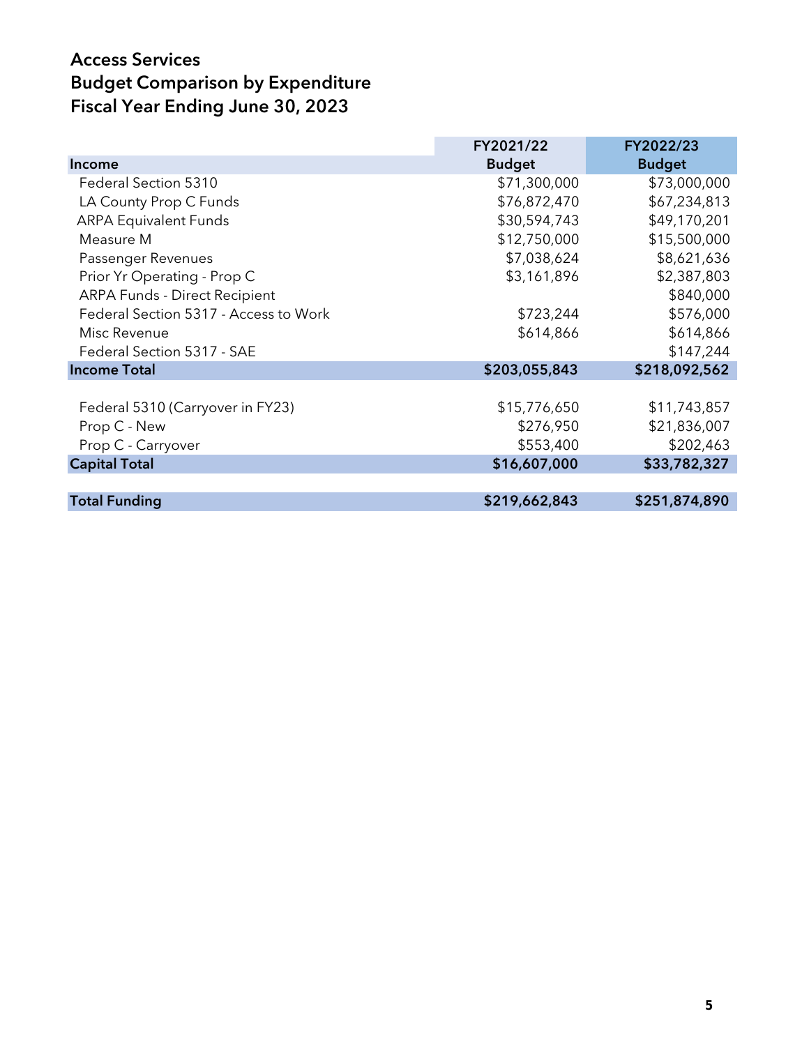# Access Services
## Budget Comparison by Expenditure
## Fiscal Year Ending June 30, 2023

| Income | FY2021/22 Budget | FY2022/23 Budget |
|---|---|---|
| Federal Section 5310 | $71,300,000 | $73,000,000 |
| LA County Prop C Funds | $76,872,470 | $67,234,813 |
| ARPA Equivalent Funds | $30,594,743 | $49,170,201 |
| Measure M | $12,750,000 | $15,500,000 |
| Passenger Revenues | $7,038,624 | $8,621,636 |
| Prior Yr Operating - Prop C | $3,161,896 | $2,387,803 |
| ARPA Funds - Direct Recipient | | $840,000 |
| Federal Section 5317 - Access to Work | $723,244 | $576,000 |
| Misc Revenue | $614,866 | $614,866 |
| Federal Section 5317 - SAE | | $147,244 |
| **Income Total** | **$203,055,843** | **$218,092,562** |
| | | |
| Federal 5310 (Carryover in FY23) | $15,776,650 | $11,743,857 |
| Prop C - New | $276,950 | $21,836,007 |
| Prop C - Carryover | $553,400 | $202,463 |
| **Capital Total** | **$16,607,000** | **$33,782,327** |
| | | |
| **Total Funding** | **$219,662,843** | **$251,874,890** |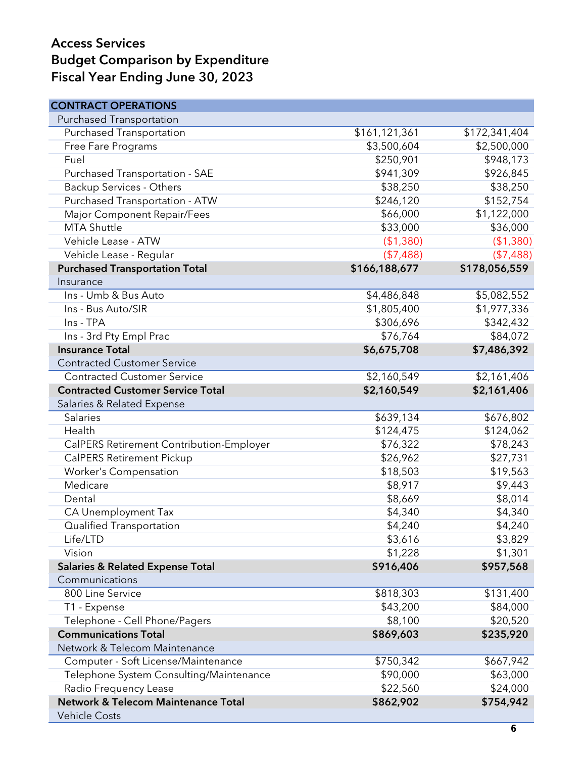# Access Services
## Budget Comparison by Expenditure
## Fiscal Year Ending June 30, 2023

| CONTRACT OPERATIONS | | |
|---|---|---|
| Purchased Transportation | | |
| Purchased Transportation | $161,121,361 | $172,341,404 |
| Free Fare Programs | $3,500,604 | $2,500,000 |
| Fuel | $250,901 | $948,173 |
| Purchased Transportation - SAE | $941,309 | $926,845 |
| Backup Services - Others | $38,250 | $38,250 |
| Purchased Transportation - ATW | $246,120 | $152,754 |
| Major Component Repair/Fees | $66,000 | $1,122,000 |
| MTA Shuttle | $33,000 | $36,000 |
| Vehicle Lease - ATW | ($1,380) | ($1,380) |
| Vehicle Lease - Regular | ($7,488) | ($7,488) |
| **Purchased Transportation Total** | **$166,188,677** | **$178,056,559** |
| Insurance | | |
| Ins - Umb & Bus Auto | $4,486,848 | $5,082,552 |
| Ins - Bus Auto/SIR | $1,805,400 | $1,977,336 |
| Ins - TPA | $306,696 | $342,432 |
| Ins - 3rd Pty Empl Prac | $76,764 | $84,072 |
| **Insurance Total** | **$6,675,708** | **$7,486,392** |
| Contracted Customer Service | | |
| Contracted Customer Service | $2,160,549 | $2,161,406 |
| **Contracted Customer Service Total** | **$2,160,549** | **$2,161,406** |
| Salaries & Related Expense | | |
| Salaries | $639,134 | $676,802 |
| Health | $124,475 | $124,062 |
| CalPERS Retirement Contribution-Employer | $76,322 | $78,243 |
| CalPERS Retirement Pickup | $26,962 | $27,731 |
| Worker's Compensation | $18,503 | $19,563 |
| Medicare | $8,917 | $9,443 |
| Dental | $8,669 | $8,014 |
| CA Unemployment Tax | $4,340 | $4,340 |
| Qualified Transportation | $4,240 | $4,240 |
| Life/LTD | $3,616 | $3,829 |
| Vision | $1,228 | $1,301 |
| **Salaries & Related Expense Total** | **$916,406** | **$957,568** |
| Communications | | |
| 800 Line Service | $818,303 | $131,400 |
| T1 - Expense | $43,200 | $84,000 |
| Telephone - Cell Phone/Pagers | $8,100 | $20,520 |
| **Communications Total** | **$869,603** | **$235,920** |
| Network & Telecom Maintenance | | |
| Computer - Soft License/Maintenance | $750,342 | $667,942 |
| Telephone System Consulting/Maintenance | $90,000 | $63,000 |
| Radio Frequency Lease | $22,560 | $24,000 |
| **Network & Telecom Maintenance Total** | **$862,902** | **$754,942** |
| Vehicle Costs | | |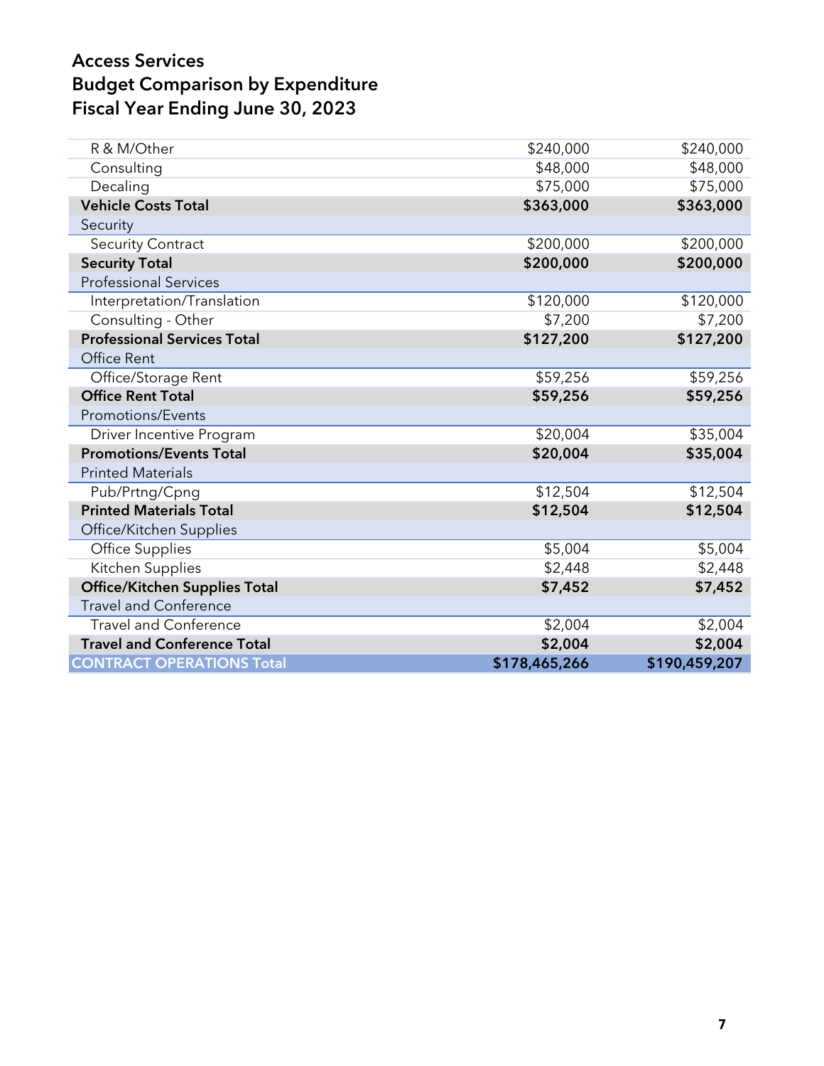# Access Services
## Budget Comparison by Expenditure
## Fiscal Year Ending June 30, 2023

| | | |
|---|---|---|
| R & M/Other | $240,000 | $240,000 |
| Consulting | $48,000 | $48,000 |
| Decaling | $75,000 | $75,000 |
| **Vehicle Costs Total** | **$363,000** | **$363,000** |
| Security | | |
| Security Contract | $200,000 | $200,000 |
| **Security Total** | **$200,000** | **$200,000** |
| Professional Services | | |
| Interpretation/Translation | $120,000 | $120,000 |
| Consulting - Other | $7,200 | $7,200 |
| **Professional Services Total** | **$127,200** | **$127,200** |
| Office Rent | | |
| Office/Storage Rent | $59,256 | $59,256 |
| **Office Rent Total** | **$59,256** | **$59,256** |
| Promotions/Events | | |
| Driver Incentive Program | $20,004 | $35,004 |
| **Promotions/Events Total** | **$20,004** | **$35,004** |
| Printed Materials | | |
| Pub/Prtng/Cpng | $12,504 | $12,504 |
| **Printed Materials Total** | **$12,504** | **$12,504** |
| Office/Kitchen Supplies | | |
| Office Supplies | $5,004 | $5,004 |
| Kitchen Supplies | $2,448 | $2,448 |
| **Office/Kitchen Supplies Total** | **$7,452** | **$7,452** |
| Travel and Conference | | |
| Travel and Conference | $2,004 | $2,004 |
| **Travel and Conference Total** | **$2,004** | **$2,004** |
| **CONTRACT OPERATIONS Total** | **$178,465,266** | **$190,459,207** |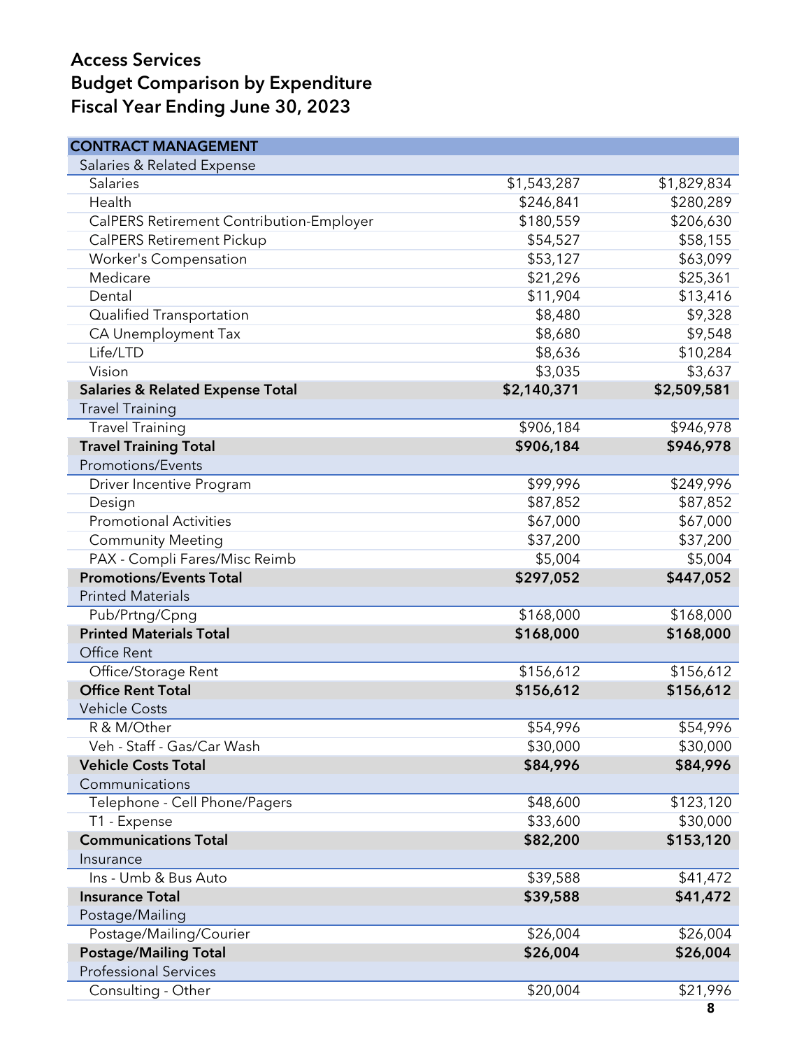# Access Services
## Budget Comparison by Expenditure
## Fiscal Year Ending June 30, 2023

| CONTRACT MANAGEMENT | | |
|---|---|---|
| Salaries & Related Expense | | |
| Salaries | $1,543,287 | $1,829,834 |
| Health | $246,841 | $280,289 |
| CalPERS Retirement Contribution-Employer | $180,559 | $206,630 |
| CalPERS Retirement Pickup | $54,527 | $58,155 |
| Worker's Compensation | $53,127 | $63,099 |
| Medicare | $21,296 | $25,361 |
| Dental | $11,904 | $13,416 |
| Qualified Transportation | $8,480 | $9,328 |
| CA Unemployment Tax | $8,680 | $9,548 |
| Life/LTD | $8,636 | $10,284 |
| Vision | $3,035 | $3,637 |
| **Salaries & Related Expense Total** | **$2,140,371** | **$2,509,581** |
| Travel Training | | |
| Travel Training | $906,184 | $946,978 |
| **Travel Training Total** | **$906,184** | **$946,978** |
| Promotions/Events | | |
| Driver Incentive Program | $99,996 | $249,996 |
| Design | $87,852 | $87,852 |
| Promotional Activities | $67,000 | $67,000 |
| Community Meeting | $37,200 | $37,200 |
| PAX - Compli Fares/Misc Reimb | $5,004 | $5,004 |
| **Promotions/Events Total** | **$297,052** | **$447,052** |
| Printed Materials | | |
| Pub/Prtng/Cpng | $168,000 | $168,000 |
| **Printed Materials Total** | **$168,000** | **$168,000** |
| Office Rent | | |
| Office/Storage Rent | $156,612 | $156,612 |
| **Office Rent Total** | **$156,612** | **$156,612** |
| Vehicle Costs | | |
| R & M/Other | $54,996 | $54,996 |
| Veh - Staff - Gas/Car Wash | $30,000 | $30,000 |
| **Vehicle Costs Total** | **$84,996** | **$84,996** |
| Communications | | |
| Telephone - Cell Phone/Pagers | $48,600 | $123,120 |
| T1 - Expense | $33,600 | $30,000 |
| **Communications Total** | **$82,200** | **$153,120** |
| Insurance | | |
| Ins - Umb & Bus Auto | $39,588 | $41,472 |
| **Insurance Total** | **$39,588** | **$41,472** |
| Postage/Mailing | | |
| Postage/Mailing/Courier | $26,004 | $26,004 |
| **Postage/Mailing Total** | **$26,004** | **$26,004** |
| Professional Services | | |
| Consulting - Other | $20,004 | $21,996 |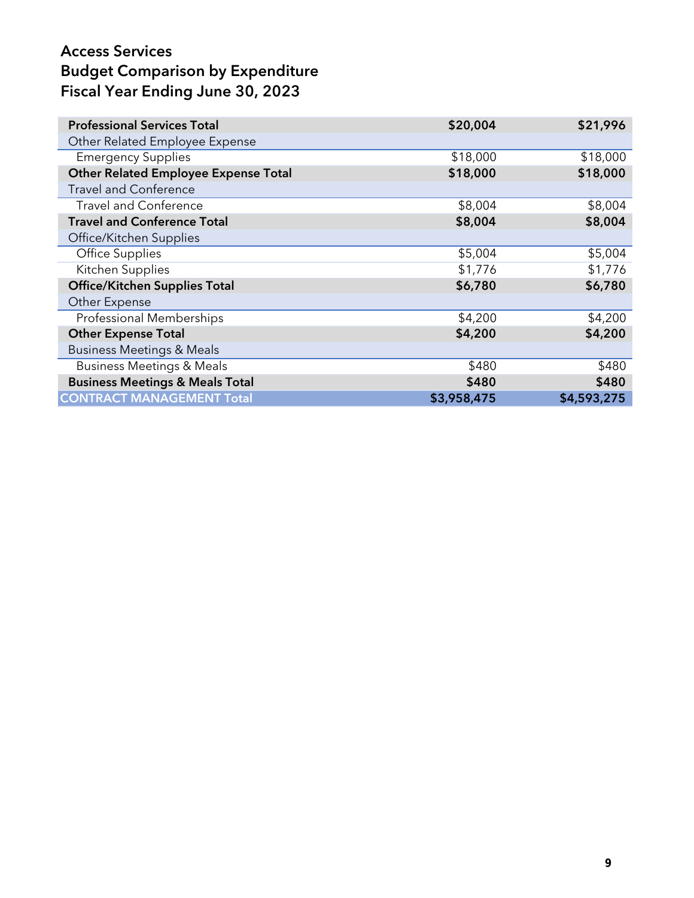# Access Services
## Budget Comparison by Expenditure
## Fiscal Year Ending June 30, 2023

| | | |
|---|---|---|
| **Professional Services Total** | **$20,004** | **$21,996** |
| Other Related Employee Expense | | |
| Emergency Supplies | $18,000 | $18,000 |
| **Other Related Employee Expense Total** | **$18,000** | **$18,000** |
| Travel and Conference | | |
| Travel and Conference | $8,004 | $8,004 |
| **Travel and Conference Total** | **$8,004** | **$8,004** |
| Office/Kitchen Supplies | | |
| Office Supplies | $5,004 | $5,004 |
| Kitchen Supplies | $1,776 | $1,776 |
| **Office/Kitchen Supplies Total** | **$6,780** | **$6,780** |
| Other Expense | | |
| Professional Memberships | $4,200 | $4,200 |
| **Other Expense Total** | **$4,200** | **$4,200** |
| Business Meetings & Meals | | |
| Business Meetings & Meals | $480 | $480 |
| **Business Meetings & Meals Total** | **$480** | **$480** |
| **CONTRACT MANAGEMENT Total** | **$3,958,475** | **$4,593,275** |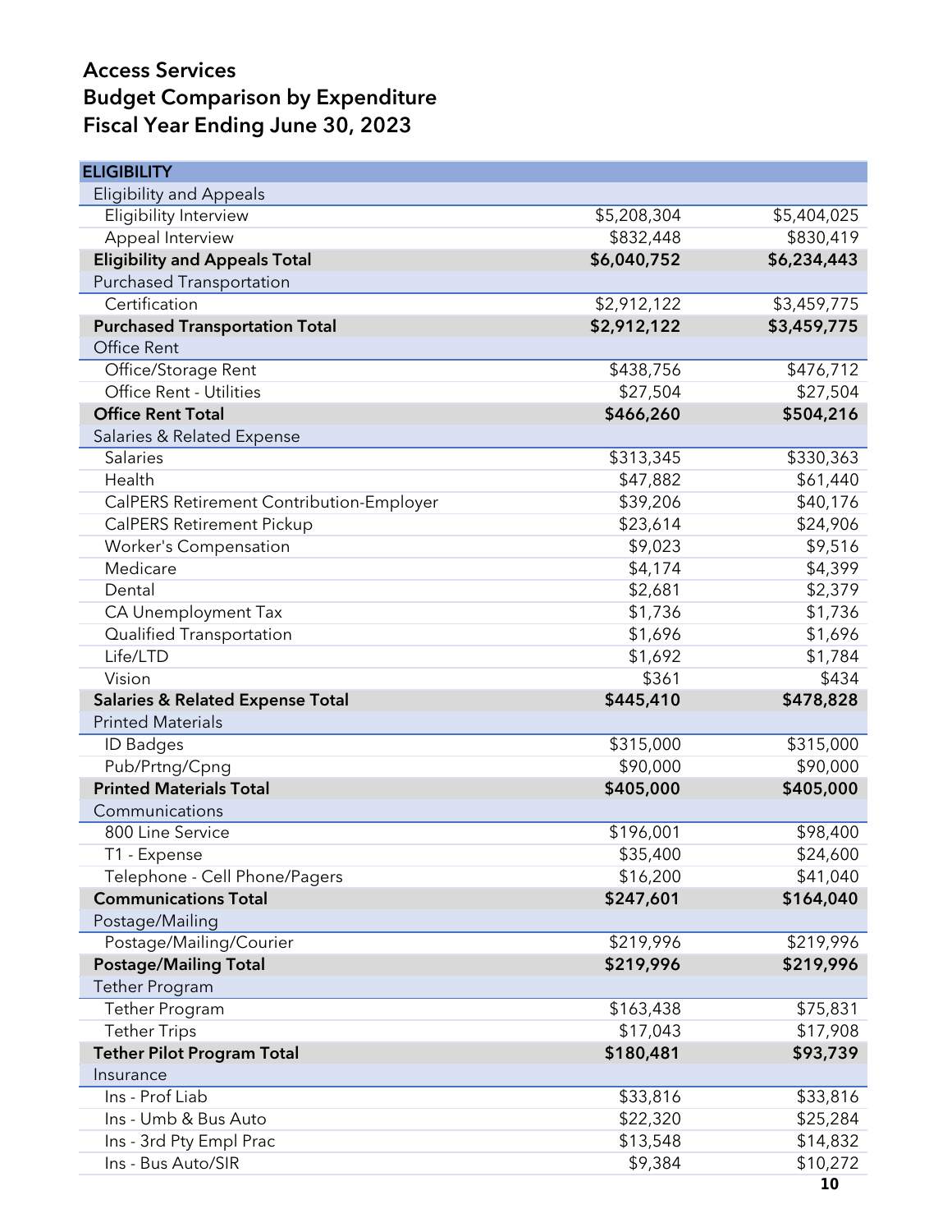# Access Services
# Budget Comparison by Expenditure
# Fiscal Year Ending June 30, 2023

| ELIGIBILITY | | |
|---|---|---|
| Eligibility and Appeals | | |
| Eligibility Interview | $5,208,304 | $5,404,025 |
| Appeal Interview | $832,448 | $830,419 |
| **Eligibility and Appeals Total** | **$6,040,752** | **$6,234,443** |
| Purchased Transportation | | |
| Certification | $2,912,122 | $3,459,775 |
| **Purchased Transportation Total** | **$2,912,122** | **$3,459,775** |
| Office Rent | | |
| Office/Storage Rent | $438,756 | $476,712 |
| Office Rent - Utilities | $27,504 | $27,504 |
| **Office Rent Total** | **$466,260** | **$504,216** |
| Salaries & Related Expense | | |
| Salaries | $313,345 | $330,363 |
| Health | $47,882 | $61,440 |
| CalPERS Retirement Contribution-Employer | $39,206 | $40,176 |
| CalPERS Retirement Pickup | $23,614 | $24,906 |
| Worker's Compensation | $9,023 | $9,516 |
| Medicare | $4,174 | $4,399 |
| Dental | $2,681 | $2,379 |
| CA Unemployment Tax | $1,736 | $1,736 |
| Qualified Transportation | $1,696 | $1,696 |
| Life/LTD | $1,692 | $1,784 |
| Vision | $361 | $434 |
| **Salaries & Related Expense Total** | **$445,410** | **$478,828** |
| Printed Materials | | |
| ID Badges | $315,000 | $315,000 |
| Pub/Prtng/Cpng | $90,000 | $90,000 |
| **Printed Materials Total** | **$405,000** | **$405,000** |
| Communications | | |
| 800 Line Service | $196,001 | $98,400 |
| T1 - Expense | $35,400 | $24,600 |
| Telephone - Cell Phone/Pagers | $16,200 | $41,040 |
| **Communications Total** | **$247,601** | **$164,040** |
| Postage/Mailing | | |
| Postage/Mailing/Courier | $219,996 | $219,996 |
| **Postage/Mailing Total** | **$219,996** | **$219,996** |
| Tether Program | | |
| Tether Program | $163,438 | $75,831 |
| Tether Trips | $17,043 | $17,908 |
| **Tether Pilot Program Total** | **$180,481** | **$93,739** |
| Insurance | | |
| Ins - Prof Liab | $33,816 | $33,816 |
| Ins - Umb & Bus Auto | $22,320 | $25,284 |
| Ins - 3rd Pty Empl Prac | $13,548 | $14,832 |
| Ins - Bus Auto/SIR | $9,384 | $10,272 |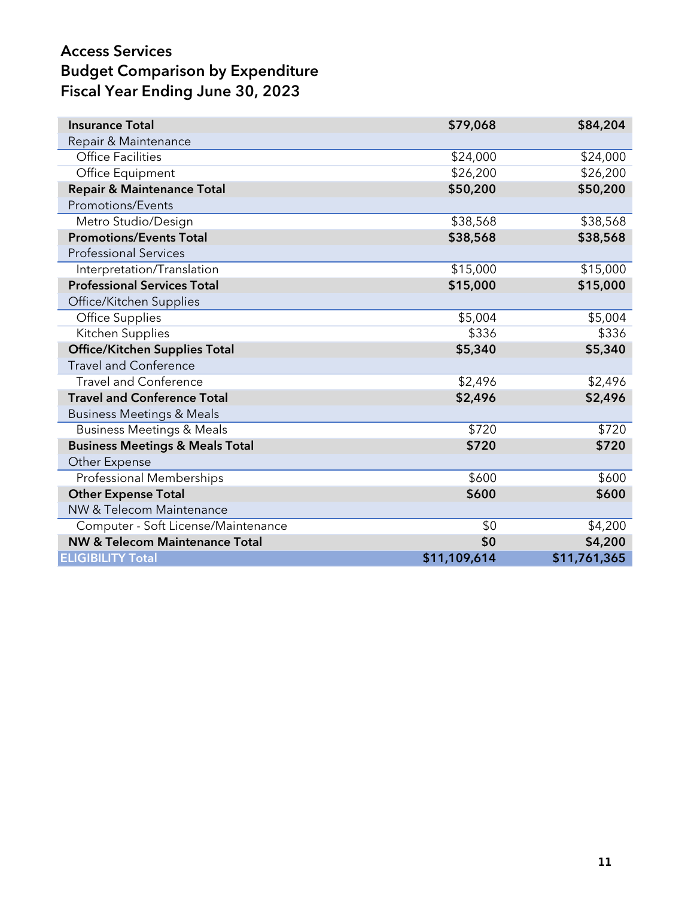# Access Services
## Budget Comparison by Expenditure
## Fiscal Year Ending June 30, 2023

| | | |
|---|---:|---:|
| **Insurance Total** | **$79,068** | **$84,204** |
| Repair & Maintenance | | |
| Office Facilities | $24,000 | $24,000 |
| Office Equipment | $26,200 | $26,200 |
| **Repair & Maintenance Total** | **$50,200** | **$50,200** |
| Promotions/Events | | |
| Metro Studio/Design | $38,568 | $38,568 |
| **Promotions/Events Total** | **$38,568** | **$38,568** |
| Professional Services | | |
| Interpretation/Translation | $15,000 | $15,000 |
| **Professional Services Total** | **$15,000** | **$15,000** |
| Office/Kitchen Supplies | | |
| Office Supplies | $5,004 | $5,004 |
| Kitchen Supplies | $336 | $336 |
| **Office/Kitchen Supplies Total** | **$5,340** | **$5,340** |
| Travel and Conference | | |
| Travel and Conference | $2,496 | $2,496 |
| **Travel and Conference Total** | **$2,496** | **$2,496** |
| Business Meetings & Meals | | |
| Business Meetings & Meals | $720 | $720 |
| **Business Meetings & Meals Total** | **$720** | **$720** |
| Other Expense | | |
| Professional Memberships | $600 | $600 |
| **Other Expense Total** | **$600** | **$600** |
| NW & Telecom Maintenance | | |
| Computer - Soft License/Maintenance | $0 | $4,200 |
| **NW & Telecom Maintenance Total** | **$0** | **$4,200** |
| **ELIGIBILITY Total** | **$11,109,614** | **$11,761,365** |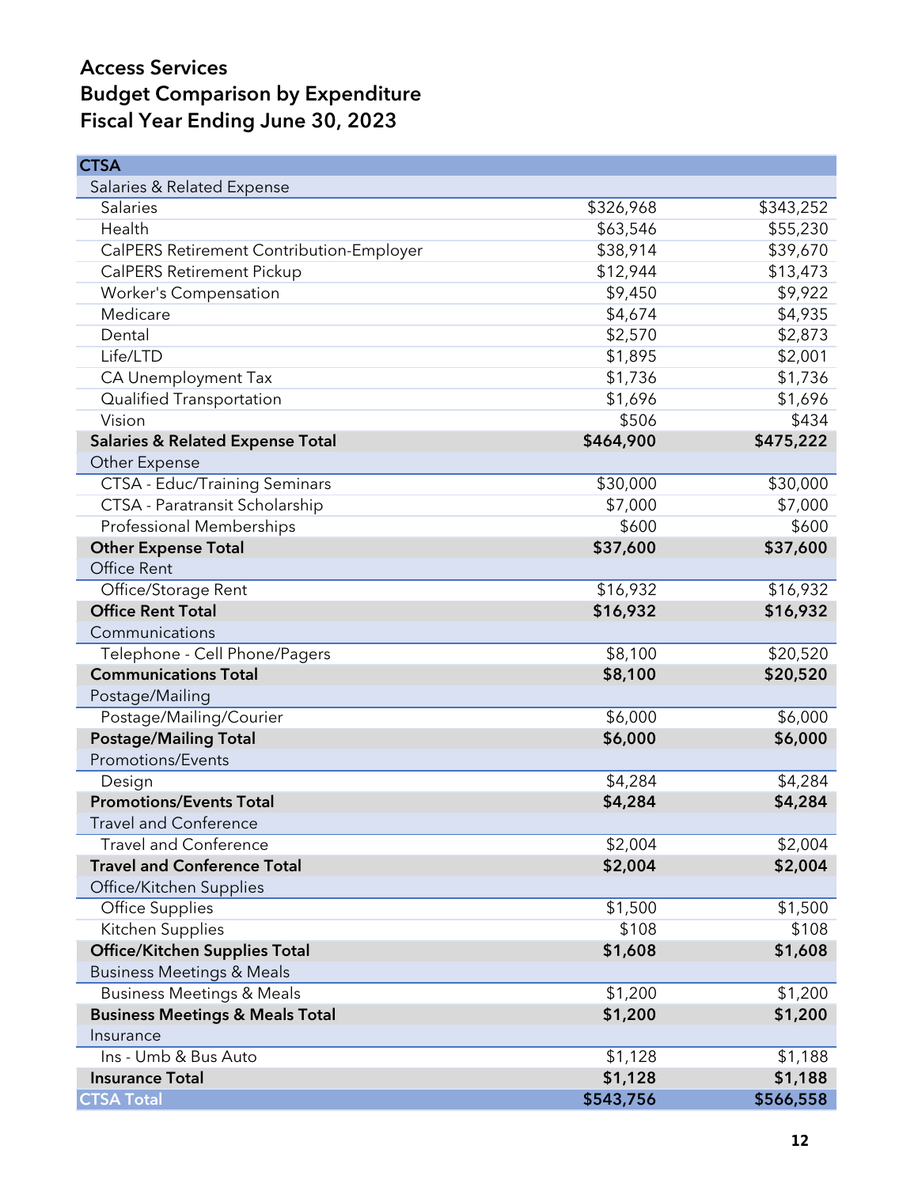# Access Services
## Budget Comparison by Expenditure
## Fiscal Year Ending June 30, 2023

| CTSA | | |
|---|---|---|
| Salaries & Related Expense | | |
| Salaries | $326,968 | $343,252 |
| Health | $63,546 | $55,230 |
| CalPERS Retirement Contribution-Employer | $38,914 | $39,670 |
| CalPERS Retirement Pickup | $12,944 | $13,473 |
| Worker's Compensation | $9,450 | $9,922 |
| Medicare | $4,674 | $4,935 |
| Dental | $2,570 | $2,873 |
| Life/LTD | $1,895 | $2,001 |
| CA Unemployment Tax | $1,736 | $1,736 |
| Qualified Transportation | $1,696 | $1,696 |
| Vision | $506 | $434 |
| **Salaries & Related Expense Total** | **$464,900** | **$475,222** |
| Other Expense | | |
| CTSA - Educ/Training Seminars | $30,000 | $30,000 |
| CTSA - Paratransit Scholarship | $7,000 | $7,000 |
| Professional Memberships | $600 | $600 |
| **Other Expense Total** | **$37,600** | **$37,600** |
| Office Rent | | |
| Office/Storage Rent | $16,932 | $16,932 |
| **Office Rent Total** | **$16,932** | **$16,932** |
| Communications | | |
| Telephone - Cell Phone/Pagers | $8,100 | $20,520 |
| **Communications Total** | **$8,100** | **$20,520** |
| Postage/Mailing | | |
| Postage/Mailing/Courier | $6,000 | $6,000 |
| **Postage/Mailing Total** | **$6,000** | **$6,000** |
| Promotions/Events | | |
| Design | $4,284 | $4,284 |
| **Promotions/Events Total** | **$4,284** | **$4,284** |
| Travel and Conference | | |
| Travel and Conference | $2,004 | $2,004 |
| **Travel and Conference Total** | **$2,004** | **$2,004** |
| Office/Kitchen Supplies | | |
| Office Supplies | $1,500 | $1,500 |
| Kitchen Supplies | $108 | $108 |
| **Office/Kitchen Supplies Total** | **$1,608** | **$1,608** |
| Business Meetings & Meals | | |
| Business Meetings & Meals | $1,200 | $1,200 |
| **Business Meetings & Meals Total** | **$1,200** | **$1,200** |
| Insurance | | |
| Ins - Umb & Bus Auto | $1,128 | $1,188 |
| **Insurance Total** | **$1,128** | **$1,188** |
| **CTSA Total** | **$543,756** | **$566,558** |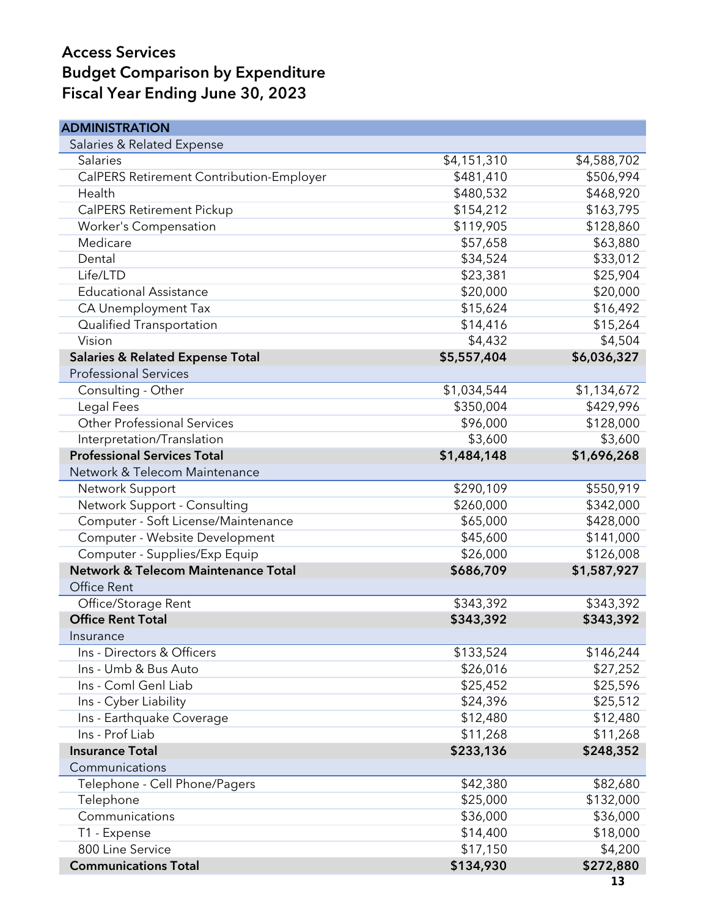# Access Services
## Budget Comparison by Expenditure
## Fiscal Year Ending June 30, 2023

| ADMINISTRATION | | |
|---|---|---|
| Salaries & Related Expense | | |
| Salaries | $4,151,310 | $4,588,702 |
| CalPERS Retirement Contribution-Employer | $481,410 | $506,994 |
| Health | $480,532 | $468,920 |
| CalPERS Retirement Pickup | $154,212 | $163,795 |
| Worker's Compensation | $119,905 | $128,860 |
| Medicare | $57,658 | $63,880 |
| Dental | $34,524 | $33,012 |
| Life/LTD | $23,381 | $25,904 |
| Educational Assistance | $20,000 | $20,000 |
| CA Unemployment Tax | $15,624 | $16,492 |
| Qualified Transportation | $14,416 | $15,264 |
| Vision | $4,432 | $4,504 |
| **Salaries & Related Expense Total** | **$5,557,404** | **$6,036,327** |
| Professional Services | | |
| Consulting - Other | $1,034,544 | $1,134,672 |
| Legal Fees | $350,004 | $429,996 |
| Other Professional Services | $96,000 | $128,000 |
| Interpretation/Translation | $3,600 | $3,600 |
| **Professional Services Total** | **$1,484,148** | **$1,696,268** |
| Network & Telecom Maintenance | | |
| Network Support | $290,109 | $550,919 |
| Network Support - Consulting | $260,000 | $342,000 |
| Computer - Soft License/Maintenance | $65,000 | $428,000 |
| Computer - Website Development | $45,600 | $141,000 |
| Computer - Supplies/Exp Equip | $26,000 | $126,008 |
| **Network & Telecom Maintenance Total** | **$686,709** | **$1,587,927** |
| Office Rent | | |
| Office/Storage Rent | $343,392 | $343,392 |
| **Office Rent Total** | **$343,392** | **$343,392** |
| Insurance | | |
| Ins - Directors & Officers | $133,524 | $146,244 |
| Ins - Umb & Bus Auto | $26,016 | $27,252 |
| Ins - Coml Genl Liab | $25,452 | $25,596 |
| Ins - Cyber Liability | $24,396 | $25,512 |
| Ins - Earthquake Coverage | $12,480 | $12,480 |
| Ins - Prof Liab | $11,268 | $11,268 |
| **Insurance Total** | **$233,136** | **$248,352** |
| Communications | | |
| Telephone - Cell Phone/Pagers | $42,380 | $82,680 |
| Telephone | $25,000 | $132,000 |
| Communications | $36,000 | $36,000 |
| T1 - Expense | $14,400 | $18,000 |
| 800 Line Service | $17,150 | $4,200 |
| **Communications Total** | **$134,930** | **$272,880** |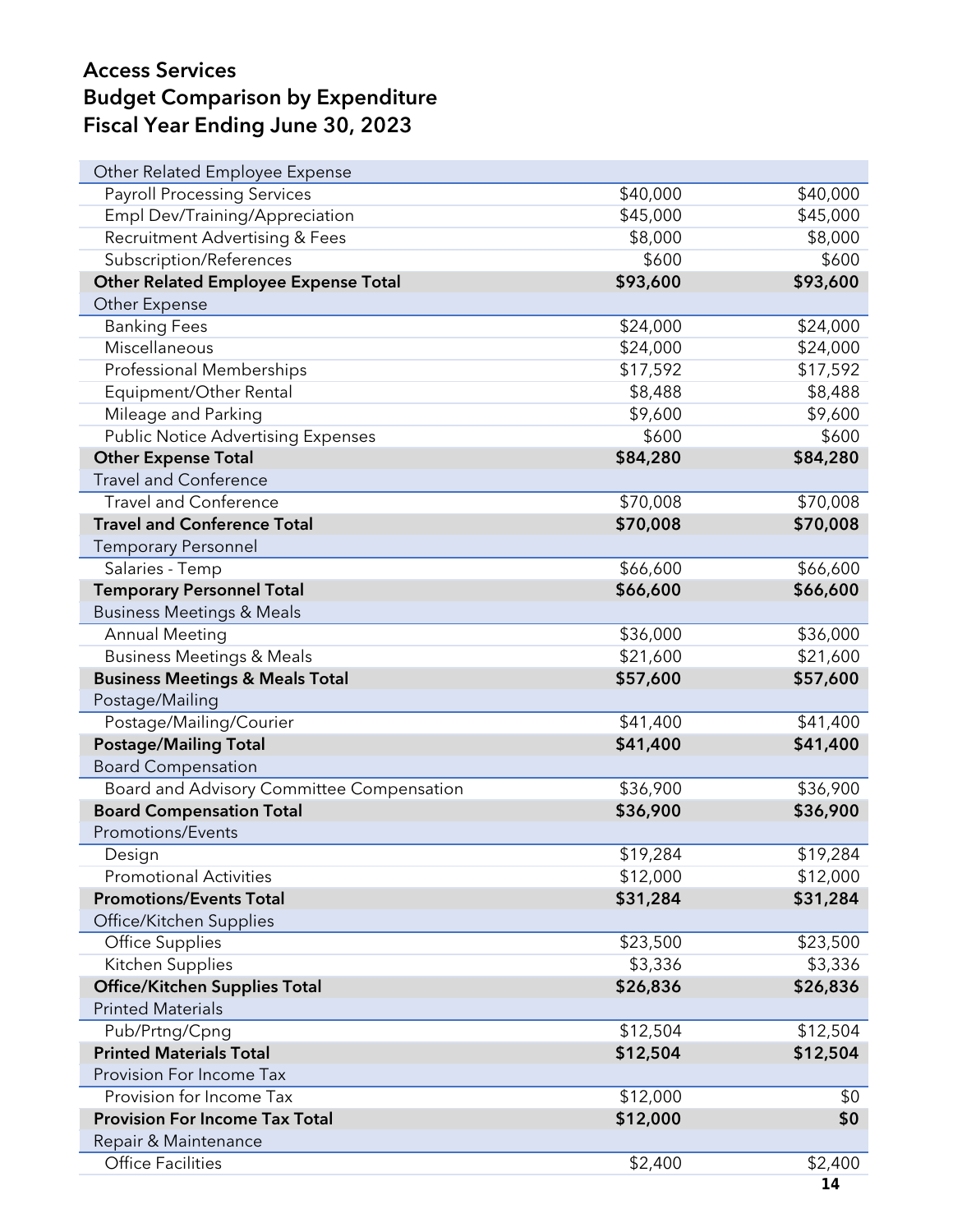# Access Services
# Budget Comparison by Expenditure
# Fiscal Year Ending June 30, 2023

| | | |
|---|---|---|
| Other Related Employee Expense | | |
| Payroll Processing Services | $40,000 | $40,000 |
| Empl Dev/Training/Appreciation | $45,000 | $45,000 |
| Recruitment Advertising & Fees | $8,000 | $8,000 |
| Subscription/References | $600 | $600 |
| **Other Related Employee Expense Total** | **$93,600** | **$93,600** |
| Other Expense | | |
| Banking Fees | $24,000 | $24,000 |
| Miscellaneous | $24,000 | $24,000 |
| Professional Memberships | $17,592 | $17,592 |
| Equipment/Other Rental | $8,488 | $8,488 |
| Mileage and Parking | $9,600 | $9,600 |
| Public Notice Advertising Expenses | $600 | $600 |
| **Other Expense Total** | **$84,280** | **$84,280** |
| Travel and Conference | | |
| Travel and Conference | $70,008 | $70,008 |
| **Travel and Conference Total** | **$70,008** | **$70,008** |
| Temporary Personnel | | |
| Salaries - Temp | $66,600 | $66,600 |
| **Temporary Personnel Total** | **$66,600** | **$66,600** |
| Business Meetings & Meals | | |
| Annual Meeting | $36,000 | $36,000 |
| Business Meetings & Meals | $21,600 | $21,600 |
| **Business Meetings & Meals Total** | **$57,600** | **$57,600** |
| Postage/Mailing | | |
| Postage/Mailing/Courier | $41,400 | $41,400 |
| **Postage/Mailing Total** | **$41,400** | **$41,400** |
| Board Compensation | | |
| Board and Advisory Committee Compensation | $36,900 | $36,900 |
| **Board Compensation Total** | **$36,900** | **$36,900** |
| Promotions/Events | | |
| Design | $19,284 | $19,284 |
| Promotional Activities | $12,000 | $12,000 |
| **Promotions/Events Total** | **$31,284** | **$31,284** |
| Office/Kitchen Supplies | | |
| Office Supplies | $23,500 | $23,500 |
| Kitchen Supplies | $3,336 | $3,336 |
| **Office/Kitchen Supplies Total** | **$26,836** | **$26,836** |
| Printed Materials | | |
| Pub/Prtng/Cpng | $12,504 | $12,504 |
| **Printed Materials Total** | **$12,504** | **$12,504** |
| Provision For Income Tax | | |
| Provision for Income Tax | $12,000 | $0 |
| **Provision For Income Tax Total** | **$12,000** | **$0** |
| Repair & Maintenance | | |
| Office Facilities | $2,400 | $2,400 |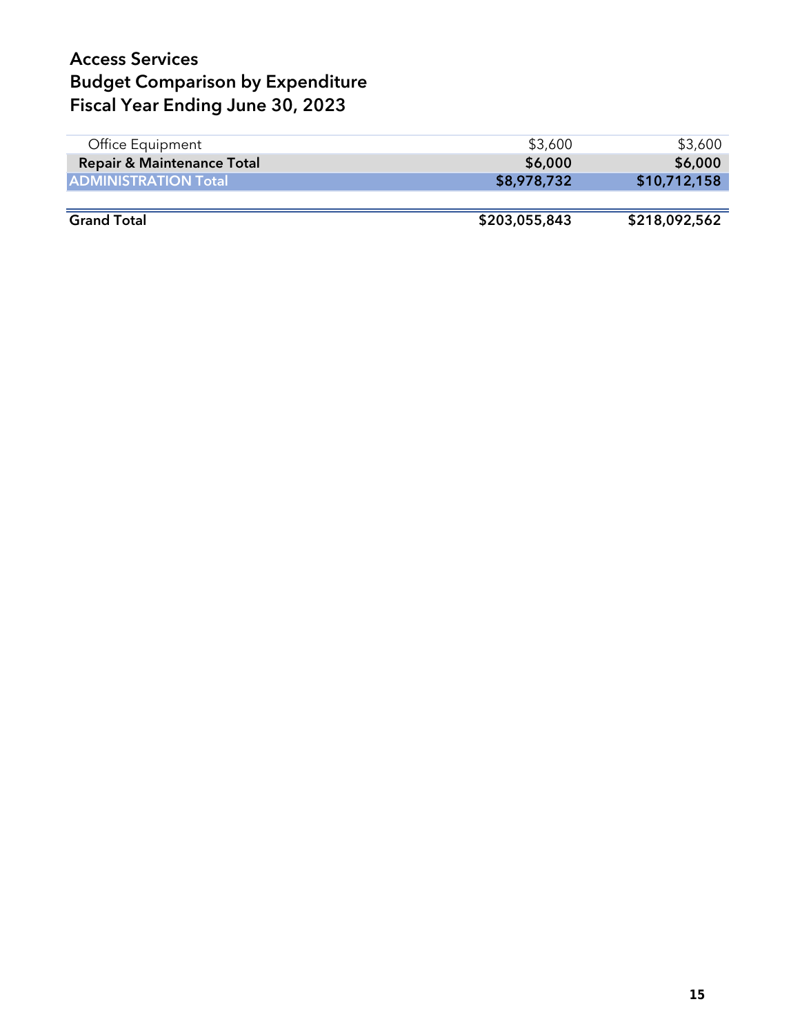# Access Services
## Budget Comparison by Expenditure
## Fiscal Year Ending June 30, 2023

| | | |
|---|---|---|
| Office Equipment | $3,600 | $3,600 |
| **Repair & Maintenance Total** | **$6,000** | **$6,000** |
| **ADMINISTRATION Total** | **$8,978,732** | **$10,712,158** |
| | | |
| **Grand Total** | **$203,055,843** | **$218,092,562** |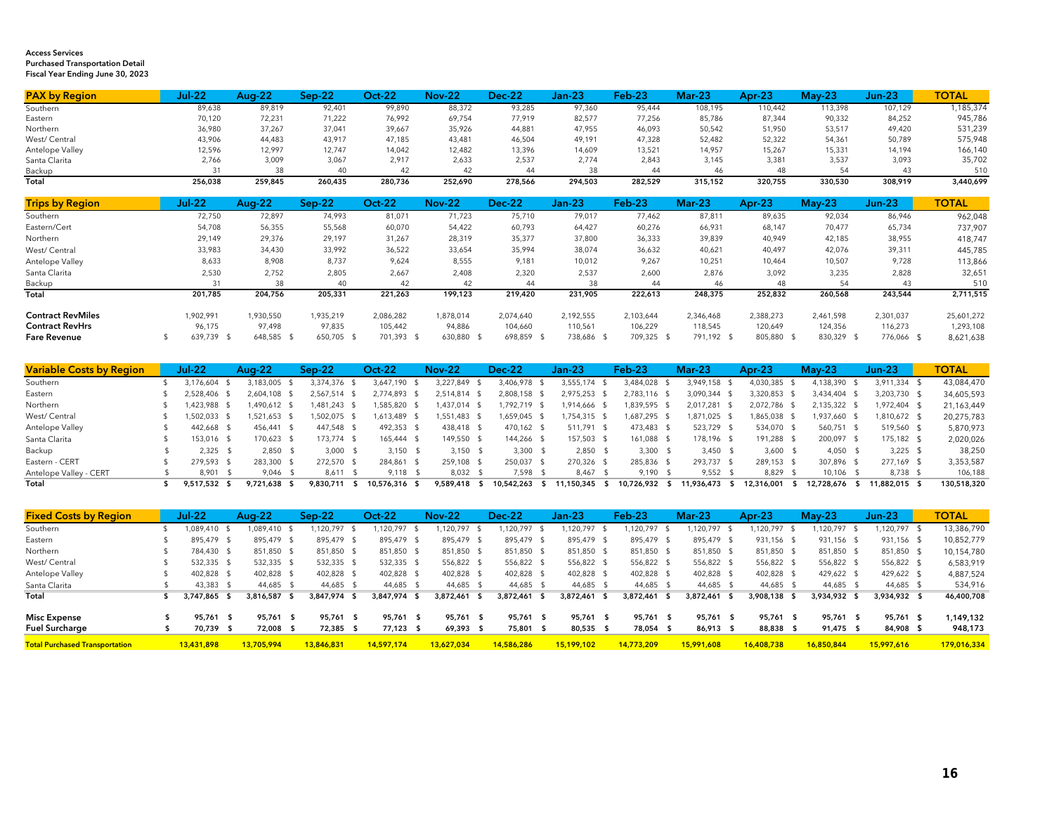**Access Services**
**Purchased Transportation Detail**
**Fiscal Year Ending June 30, 2023**

| PAX by Region | Jul-22 | Aug-22 | Sep-22 | Oct-22 | Nov-22 | Dec-22 | Jan-23 | Feb-23 | Mar-23 | Apr-23 | May-23 | Jun-23 | TOTAL |
|---|---|---|---|---|---|---|---|---|---|---|---|---|---|
| Southern | 89,638 | 89,819 | 92,401 | 99,890 | 88,372 | 93,285 | 97,360 | 95,444 | 108,195 | 110,442 | 113,398 | 107,129 | 1,185,374 |
| Eastern | 70,120 | 72,231 | 71,222 | 76,992 | 69,754 | 77,919 | 82,577 | 77,256 | 85,786 | 87,344 | 90,332 | 84,252 | 945,786 |
| Northern | 36,980 | 37,267 | 37,041 | 39,667 | 35,926 | 44,881 | 47,955 | 46,093 | 50,542 | 51,950 | 53,517 | 49,420 | 531,239 |
| West/ Central | 43,906 | 44,483 | 43,917 | 47,185 | 43,481 | 46,504 | 49,191 | 47,328 | 52,482 | 52,322 | 54,361 | 50,789 | 575,948 |
| Antelope Valley | 12,596 | 12,997 | 12,747 | 14,042 | 12,482 | 13,396 | 14,609 | 13,521 | 14,957 | 15,267 | 15,331 | 14,194 | 166,140 |
| Santa Clarita | 2,766 | 3,009 | 3,067 | 2,917 | 2,633 | 2,537 | 2,774 | 2,843 | 3,145 | 3,381 | 3,537 | 3,093 | 35,702 |
| Backup | 31 | 38 | 40 | 42 | 42 | 44 | 38 | 44 | 46 | 48 | 54 | 43 | 510 |
| **Total** | **256,038** | **259,845** | **260,435** | **280,736** | **252,690** | **278,566** | **294,503** | **282,529** | **315,152** | **320,755** | **330,530** | **308,919** | **3,440,699** |

| Trips by Region | Jul-22 | Aug-22 | Sep-22 | Oct-22 | Nov-22 | Dec-22 | Jan-23 | Feb-23 | Mar-23 | Apr-23 | May-23 | Jun-23 | TOTAL |
|---|---|---|---|---|---|---|---|---|---|---|---|---|---|
| Southern | 72,750 | 72,897 | 74,993 | 81,071 | 71,723 | 75,710 | 79,017 | 77,462 | 87,811 | 89,635 | 92,034 | 86,946 | 962,048 |
| Eastern/Cert | 54,708 | 56,355 | 55,568 | 60,070 | 54,422 | 60,793 | 64,427 | 60,276 | 66,931 | 68,147 | 70,477 | 65,734 | 737,907 |
| Northern | 29,149 | 29,376 | 29,197 | 31,267 | 28,319 | 35,377 | 37,800 | 36,333 | 39,839 | 40,949 | 42,185 | 38,955 | 418,747 |
| West/ Central | 33,983 | 34,430 | 33,992 | 36,522 | 33,654 | 35,994 | 38,074 | 36,632 | 40,621 | 40,497 | 42,076 | 39,311 | 445,785 |
| Antelope Valley | 8,633 | 8,908 | 8,737 | 9,624 | 8,555 | 9,181 | 10,012 | 9,267 | 10,251 | 10,464 | 10,507 | 9,728 | 113,866 |
| Santa Clarita | 2,530 | 2,752 | 2,805 | 2,667 | 2,408 | 2,320 | 2,537 | 2,600 | 2,876 | 3,092 | 3,235 | 2,828 | 32,651 |
| Backup | 31 | 38 | 40 | 42 | 42 | 44 | 38 | 44 | 46 | 48 | 54 | 43 | 510 |
| **Total** | **201,785** | **204,756** | **205,331** | **221,263** | **199,123** | **219,420** | **231,905** | **222,613** | **248,375** | **252,832** | **260,568** | **243,544** | **2,711,515** |
| | | | | | | | | | | | | | |
| **Contract RevMiles** | 1,902,991 | 1,930,550 | 1,935,219 | 2,086,282 | 1,878,014 | 2,074,640 | 2,192,555 | 2,103,644 | 2,346,468 | 2,388,273 | 2,461,598 | 2,301,037 | 25,601,272 |
| **Contract RevHrs** | 96,175 | 97,498 | 97,835 | 105,442 | 94,886 | 104,660 | 110,561 | 106,229 | 118,545 | 120,649 | 124,356 | 116,273 | 1,293,108 |
| **Fare Revenue** | $ 639,739 | $ 648,585 | $ 650,705 | $ 701,393 | $ 630,880 | $ 698,859 | $ 738,686 | $ 709,325 | $ 791,192 | $ 805,880 | $ 830,329 | $ 776,066 | $ 8,621,638 |

| Variable Costs by Region | Jul-22 | Aug-22 | Sep-22 | Oct-22 | Nov-22 | Dec-22 | Jan-23 | Feb-23 | Mar-23 | Apr-23 | May-23 | Jun-23 | TOTAL |
|---|---|---|---|---|---|---|---|---|---|---|---|---|---|
| Southern | $ 3,176,604 | $ 3,183,005 | $ 3,374,376 | $ 3,647,190 | $ 3,227,849 | $ 3,406,978 | $ 3,555,174 | $ 3,484,028 | $ 3,949,158 | $ 4,030,385 | $ 4,138,390 | $ 3,911,334 | $ 43,084,470 |
| Eastern | $ 2,528,406 | $ 2,604,108 | $ 2,567,514 | $ 2,774,893 | $ 2,514,814 | $ 2,808,158 | $ 2,975,253 | $ 2,783,116 | $ 3,090,344 | $ 3,320,853 | $ 3,434,404 | $ 3,203,730 | $ 34,605,593 |
| Northern | $ 1,423,988 | $ 1,490,612 | $ 1,481,243 | $ 1,585,820 | $ 1,437,014 | $ 1,792,719 | $ 1,914,666 | $ 1,839,595 | $ 2,017,281 | $ 2,072,786 | $ 2,135,322 | $ 1,972,404 | $ 21,163,449 |
| West/ Central | $ 1,502,033 | $ 1,521,653 | $ 1,502,075 | $ 1,613,489 | $ 1,551,483 | $ 1,659,045 | $ 1,754,315 | $ 1,687,295 | $ 1,871,025 | $ 1,865,038 | $ 1,937,660 | $ 1,810,672 | $ 20,275,783 |
| Antelope Valley | $ 442,668 | $ 456,441 | $ 447,548 | $ 492,353 | $ 438,418 | $ 470,162 | $ 511,791 | $ 473,483 | $ 523,729 | $ 534,070 | $ 560,751 | $ 519,560 | $ 5,870,973 |
| Santa Clarita | $ 153,016 | $ 170,623 | $ 173,774 | $ 165,444 | $ 149,550 | $ 144,266 | $ 157,503 | $ 161,088 | $ 178,196 | $ 191,288 | $ 200,097 | $ 175,182 | $ 2,020,026 |
| Backup | $ 2,325 | $ 2,850 | $ 3,000 | $ 3,150 | $ 3,150 | $ 3,300 | $ 2,850 | $ 3,300 | $ 3,450 | $ 3,600 | $ 4,050 | $ 3,225 | $ 38,250 |
| Eastern - CERT | $ 279,593 | $ 283,300 | $ 272,570 | $ 284,861 | $ 259,108 | $ 250,037 | $ 270,326 | $ 285,836 | $ 293,737 | $ 289,153 | $ 307,896 | $ 277,169 | $ 3,353,587 |
| Antelope Valley - CERT | $ 8,901 | $ 9,046 | $ 8,611 | $ 9,118 | $ 8,032 | $ 7,598 | $ 8,467 | $ 9,190 | $ 9,552 | $ 8,829 | $ 10,106 | $ 8,738 | $ 106,188 |
| **Total** | **$ 9,517,532** | **$ 9,721,638** | **$ 9,830,711** | **$ 10,576,316** | **$ 9,589,418** | **$ 10,542,263** | **$ 11,150,345** | **$ 10,726,932** | **$ 11,936,473** | **$ 12,316,001** | **$ 12,728,676** | **$ 11,882,015** | **$ 130,518,320** |

| Fixed Costs by Region | Jul-22 | Aug-22 | Sep-22 | Oct-22 | Nov-22 | Dec-22 | Jan-23 | Feb-23 | Mar-23 | Apr-23 | May-23 | Jun-23 | TOTAL |
|---|---|---|---|---|---|---|---|---|---|---|---|---|---|
| Southern | $ 1,089,410 | $ 1,089,410 | $ 1,120,797 | $ 1,120,797 | $ 1,120,797 | $ 1,120,797 | $ 1,120,797 | $ 1,120,797 | $ 1,120,797 | $ 1,120,797 | $ 1,120,797 | $ 1,120,797 | $ 13,386,790 |
| Eastern | $ 895,479 | $ 895,479 | $ 895,479 | $ 895,479 | $ 895,479 | $ 895,479 | $ 895,479 | $ 895,479 | $ 895,479 | $ 931,156 | $ 931,156 | $ 931,156 | $ 10,852,779 |
| Northern | $ 784,430 | $ 851,850 | $ 851,850 | $ 851,850 | $ 851,850 | $ 851,850 | $ 851,850 | $ 851,850 | $ 851,850 | $ 851,850 | $ 851,850 | $ 851,850 | $ 10,154,780 |
| West/ Central | $ 532,335 | $ 532,335 | $ 532,335 | $ 532,335 | $ 556,822 | $ 556,822 | $ 556,822 | $ 556,822 | $ 556,822 | $ 556,822 | $ 556,822 | $ 556,822 | $ 6,583,919 |
| Antelope Valley | $ 402,828 | $ 402,828 | $ 402,828 | $ 402,828 | $ 402,828 | $ 402,828 | $ 402,828 | $ 402,828 | $ 402,828 | $ 402,828 | $ 429,622 | $ 429,622 | $ 4,887,524 |
| Santa Clarita | $ 43,383 | $ 44,685 | $ 44,685 | $ 44,685 | $ 44,685 | $ 44,685 | $ 44,685 | $ 44,685 | $ 44,685 | $ 44,685 | $ 44,685 | $ 44,685 | $ 534,916 |
| **Total** | **$ 3,747,865** | **$ 3,816,587** | **$ 3,847,974** | **$ 3,847,974** | **$ 3,872,461** | **$ 3,872,461** | **$ 3,872,461** | **$ 3,872,461** | **$ 3,872,461** | **$ 3,908,138** | **$ 3,934,932** | **$ 3,934,932** | **$ 46,400,708** |
| | | | | | | | | | | | | | |
| **Misc Expense** | **$ 95,761** | **$ 95,761** | **$ 95,761** | **$ 95,761** | **$ 95,761** | **$ 95,761** | **$ 95,761** | **$ 95,761** | **$ 95,761** | **$ 95,761** | **$ 95,761** | **$ 95,761** | **$ 1,149,132** |
| **Fuel Surcharge** | **$ 70,739** | **$ 72,008** | **$ 72,385** | **$ 77,123** | **$ 69,393** | **$ 75,801** | **$ 80,535** | **$ 78,054** | **$ 86,913** | **$ 88,838** | **$ 91,475** | **$ 84,908** | **$ 948,173** |
| **Total Purchased Transportation** | **13,431,898** | **13,705,994** | **13,846,831** | **14,597,174** | **13,627,034** | **14,586,286** | **15,199,102** | **14,773,209** | **15,991,608** | **16,408,738** | **16,850,844** | **15,997,616** | **179,016,334** |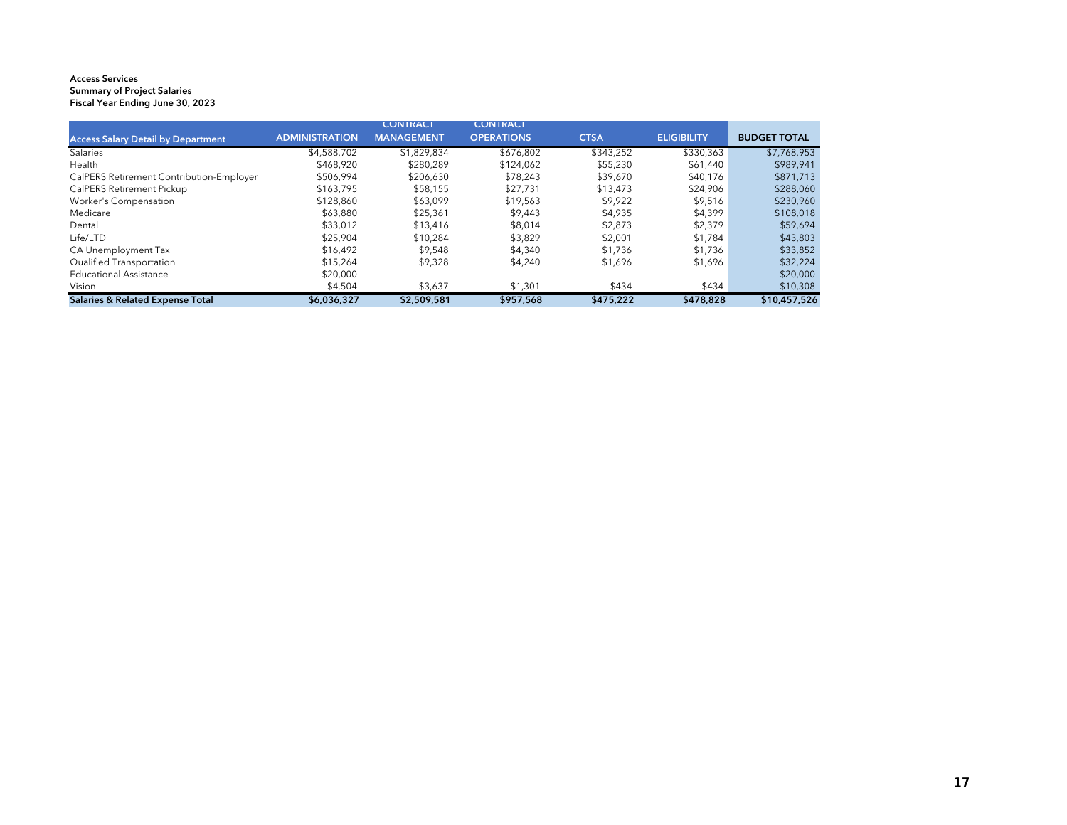**Access Services**
**Summary of Project Salaries**
**Fiscal Year Ending June 30, 2023**

| Access Salary Detail by Department | ADMINISTRATION | CONTRACT MANAGEMENT | CONTRACT OPERATIONS | CTSA | ELIGIBILITY | BUDGET TOTAL |
|---|---|---|---|---|---|---|
| Salaries | $4,588,702 | $1,829,834 | $676,802 | $343,252 | $330,363 | $7,768,953 |
| Health | $468,920 | $280,289 | $124,062 | $55,230 | $61,440 | $989,941 |
| CalPERS Retirement Contribution-Employer | $506,994 | $206,630 | $78,243 | $39,670 | $40,176 | $871,713 |
| CalPERS Retirement Pickup | $163,795 | $58,155 | $27,731 | $13,473 | $24,906 | $288,060 |
| Worker's Compensation | $128,860 | $63,099 | $19,563 | $9,922 | $9,516 | $230,960 |
| Medicare | $63,880 | $25,361 | $9,443 | $4,935 | $4,399 | $108,018 |
| Dental | $33,012 | $13,416 | $8,014 | $2,873 | $2,379 | $59,694 |
| Life/LTD | $25,904 | $10,284 | $3,829 | $2,001 | $1,784 | $43,803 |
| CA Unemployment Tax | $16,492 | $9,548 | $4,340 | $1,736 | $1,736 | $33,852 |
| Qualified Transportation | $15,264 | $9,328 | $4,240 | $1,696 | $1,696 | $32,224 |
| Educational Assistance | $20,000 | | | | | $20,000 |
| Vision | $4,504 | $3,637 | $1,301 | $434 | $434 | $10,308 |
| **Salaries & Related Expense Total** | **$6,036,327** | **$2,509,581** | **$957,568** | **$475,222** | **$478,828** | **$10,457,526** |